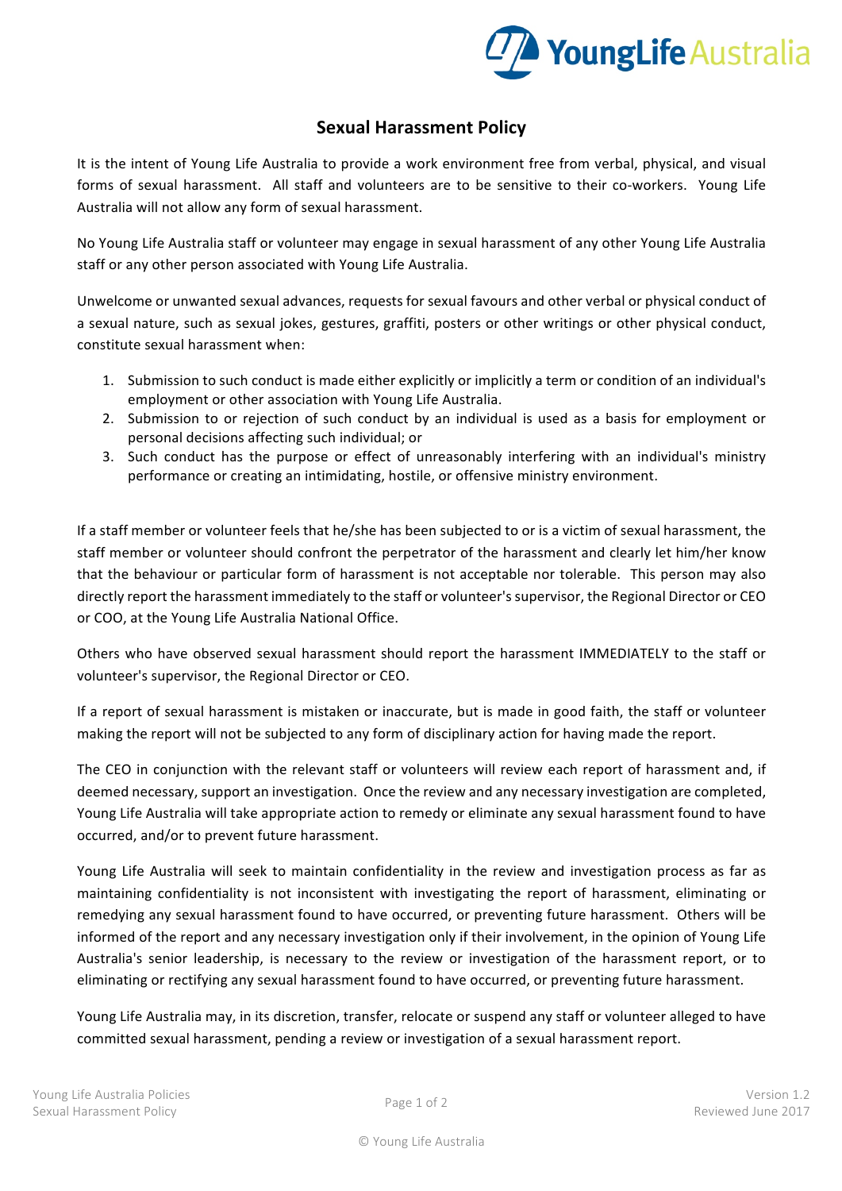# Sexual Harassment Policy

It is the intent of Young Life Australia to provide a work environment free from verbal, physical, and visual forms of sexual harassment. All staff and volunteers are to be sensitive to their co-workers. Young Life Australia will not allow any form of sexual harassment.

No Young Life Australia staff or volunteer may engage in sexual harassment of any other Young Life Australia staff or any other person associated with Young Life Australia.

Unwelcome or unwanted sexual advances, requests for sexual favours and other verbal or physical conduct of a sexual nature, such as sexual jokes, gestures, graffiti, posters or other writings or other physical conduct, constitute sexual harassment when:

1. Submission to such conduct is made either explicitly or implicitly a term or condition of an individual's employment or other association with Young Life Australia.
2. Submission to or rejection of such conduct by an individual is used as a basis for employment or personal decisions affecting such individual; or
3. Such conduct has the purpose or effect of unreasonably interfering with an individual's ministry performance or creating an intimidating, hostile, or offensive ministry environment.

If a staff member or volunteer feels that he/she has been subjected to or is a victim of sexual harassment, the staff member or volunteer should confront the perpetrator of the harassment and clearly let him/her know that the behaviour or particular form of harassment is not acceptable nor tolerable. This person may also directly report the harassment immediately to the staff or volunteer's supervisor, the Regional Director or CEO or COO, at the Young Life Australia National Office.

Others who have observed sexual harassment should report the harassment IMMEDIATELY to the staff or volunteer's supervisor, the Regional Director or CEO.

If a report of sexual harassment is mistaken or inaccurate, but is made in good faith, the staff or volunteer making the report will not be subjected to any form of disciplinary action for having made the report.

The CEO in conjunction with the relevant staff or volunteers will review each report of harassment and, if deemed necessary, support an investigation. Once the review and any necessary investigation are completed, Young Life Australia will take appropriate action to remedy or eliminate any sexual harassment found to have occurred, and/or to prevent future harassment.

Young Life Australia will seek to maintain confidentiality in the review and investigation process as far as maintaining confidentiality is not inconsistent with investigating the report of harassment, eliminating or remedying any sexual harassment found to have occurred, or preventing future harassment. Others will be informed of the report and any necessary investigation only if their involvement, in the opinion of Young Life Australia's senior leadership, is necessary to the review or investigation of the harassment report, or to eliminating or rectifying any sexual harassment found to have occurred, or preventing future harassment.

Young Life Australia may, in its discretion, transfer, relocate or suspend any staff or volunteer alleged to have committed sexual harassment, pending a review or investigation of a sexual harassment report.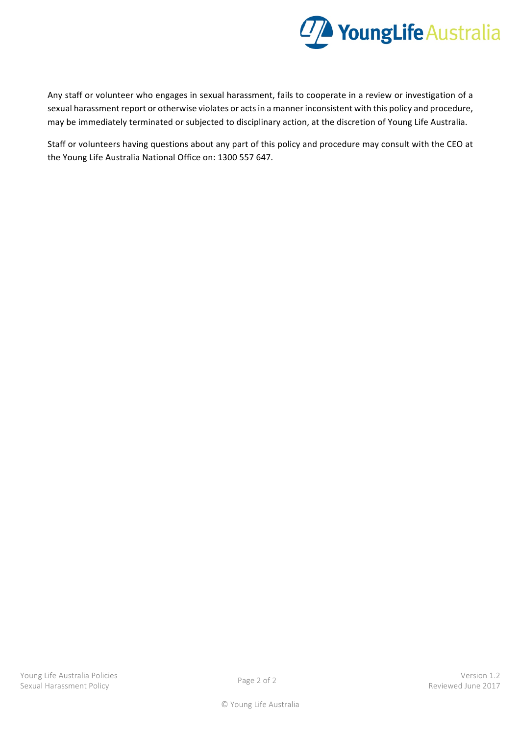Any staff or volunteer who engages in sexual harassment, fails to cooperate in a review or investigation of a sexual harassment report or otherwise violates or acts in a manner inconsistent with this policy and procedure, may be immediately terminated or subjected to disciplinary action, at the discretion of Young Life Australia.

Staff or volunteers having questions about any part of this policy and procedure may consult with the CEO at the Young Life Australia National Office on: 1300 557 647.